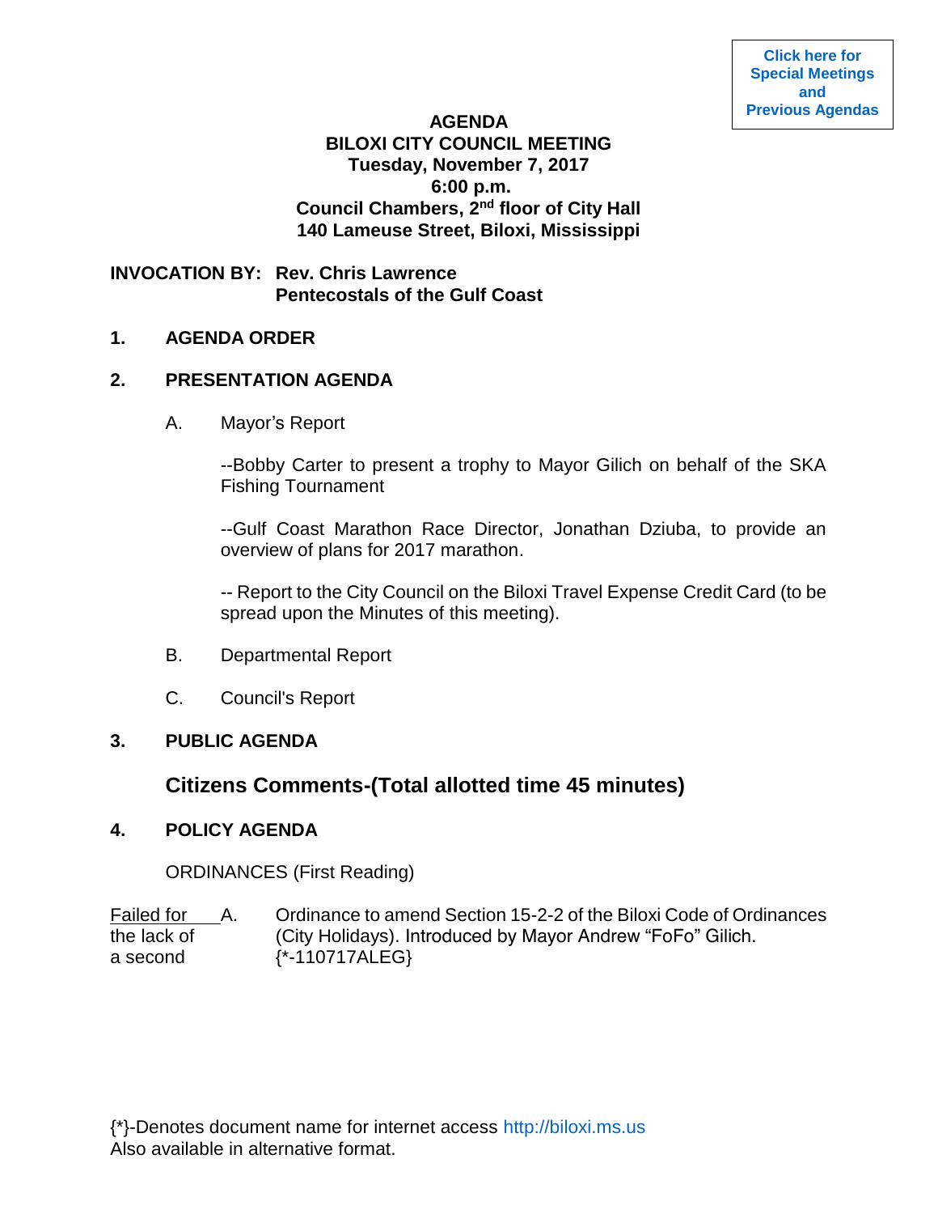Click here for Special Meetings and Previous Agendas

# AGENDA
## BILOXI CITY COUNCIL MEETING
**Tuesday, November 7, 2017**
**6:00 p.m.**
**Council Chambers, 2nd floor of City Hall**
**140 Lameuse Street, Biloxi, Mississippi**

**INVOCATION BY: Rev. Chris Lawrence**
**Pentecostals of the Gulf Coast**

**1. AGENDA ORDER**

**2. PRESENTATION AGENDA**

A. Mayor's Report

--Bobby Carter to present a trophy to Mayor Gilich on behalf of the SKA Fishing Tournament

--Gulf Coast Marathon Race Director, Jonathan Dziuba, to provide an overview of plans for 2017 marathon.

-- Report to the City Council on the Biloxi Travel Expense Credit Card (to be spread upon the Minutes of this meeting).

B. Departmental Report

C. Council's Report

**3. PUBLIC AGENDA**

**Citizens Comments-(Total allotted time 45 minutes)**

**4. POLICY AGENDA**

ORDINANCES (First Reading)

Failed for the lack of a second — A. Ordinance to amend Section 15-2-2 of the Biloxi Code of Ordinances (City Holidays). Introduced by Mayor Andrew "FoFo" Gilich. {*-110717ALEG}

{*}-Denotes document name for internet access http://biloxi.ms.us
Also available in alternative format.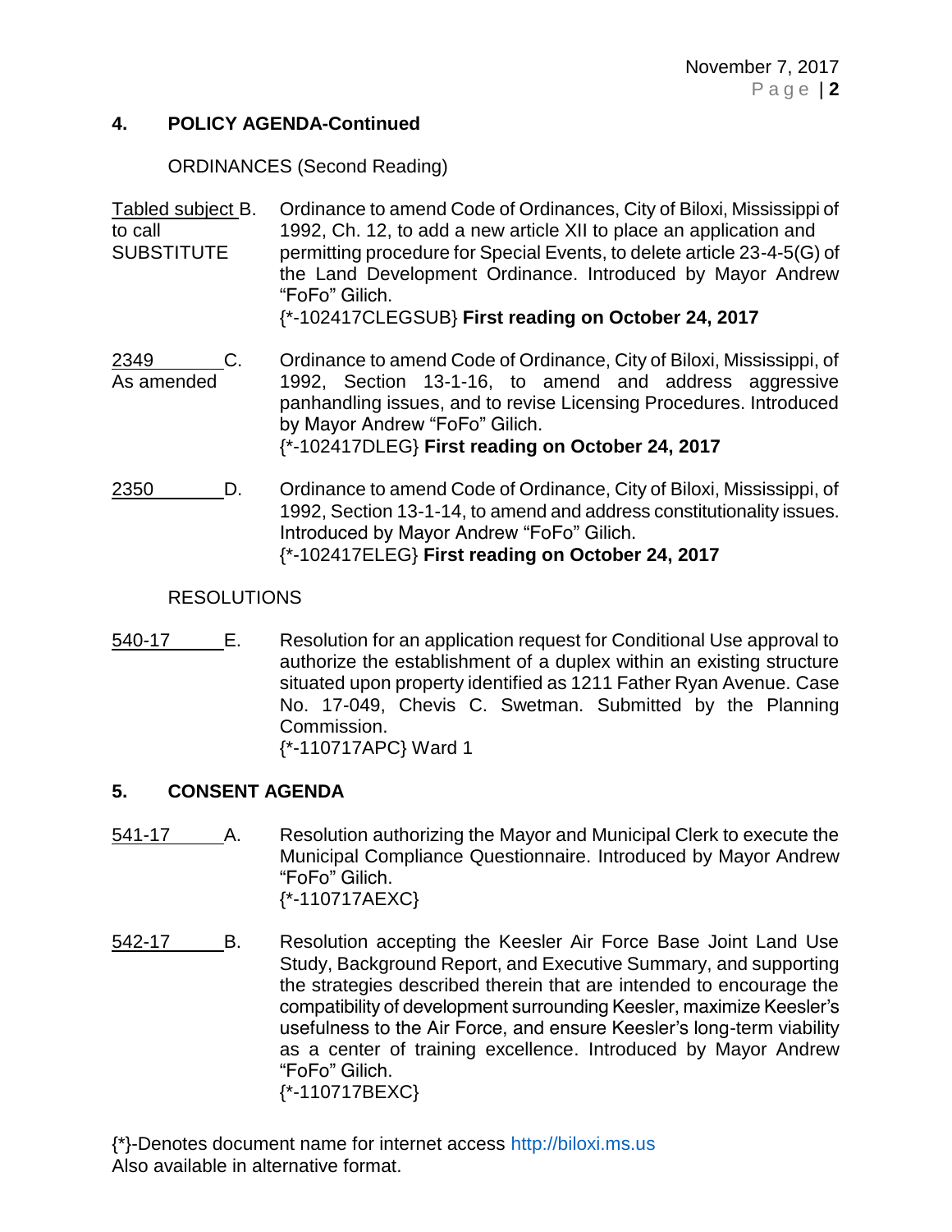## 4. POLICY AGENDA-Continued

ORDINANCES (Second Reading)

Tabled subject to call SUBSTITUTE B. Ordinance to amend Code of Ordinances, City of Biloxi, Mississippi of 1992, Ch. 12, to add a new article XII to place an application and permitting procedure for Special Events, to delete article 23-4-5(G) of the Land Development Ordinance. Introduced by Mayor Andrew "FoFo" Gilich.
{*-102417CLEGSUB} **First reading on October 24, 2017**

2349 As amended C. Ordinance to amend Code of Ordinance, City of Biloxi, Mississippi, of 1992, Section 13-1-16, to amend and address aggressive panhandling issues, and to revise Licensing Procedures. Introduced by Mayor Andrew "FoFo" Gilich.
{*-102417DLEG} **First reading on October 24, 2017**

2350 D. Ordinance to amend Code of Ordinance, City of Biloxi, Mississippi, of 1992, Section 13-1-14, to amend and address constitutionality issues. Introduced by Mayor Andrew "FoFo" Gilich.
{*-102417ELEG} **First reading on October 24, 2017**

RESOLUTIONS

540-17 E. Resolution for an application request for Conditional Use approval to authorize the establishment of a duplex within an existing structure situated upon property identified as 1211 Father Ryan Avenue. Case No. 17-049, Chevis C. Swetman. Submitted by the Planning Commission.
{*-110717APC} Ward 1

## 5. CONSENT AGENDA

541-17 A. Resolution authorizing the Mayor and Municipal Clerk to execute the Municipal Compliance Questionnaire. Introduced by Mayor Andrew "FoFo" Gilich.
{*-110717AEXC}

542-17 B. Resolution accepting the Keesler Air Force Base Joint Land Use Study, Background Report, and Executive Summary, and supporting the strategies described therein that are intended to encourage the compatibility of development surrounding Keesler, maximize Keesler's usefulness to the Air Force, and ensure Keesler's long-term viability as a center of training excellence. Introduced by Mayor Andrew "FoFo" Gilich.
{*-110717BEXC}

{*}-Denotes document name for internet access http://biloxi.ms.us
Also available in alternative format.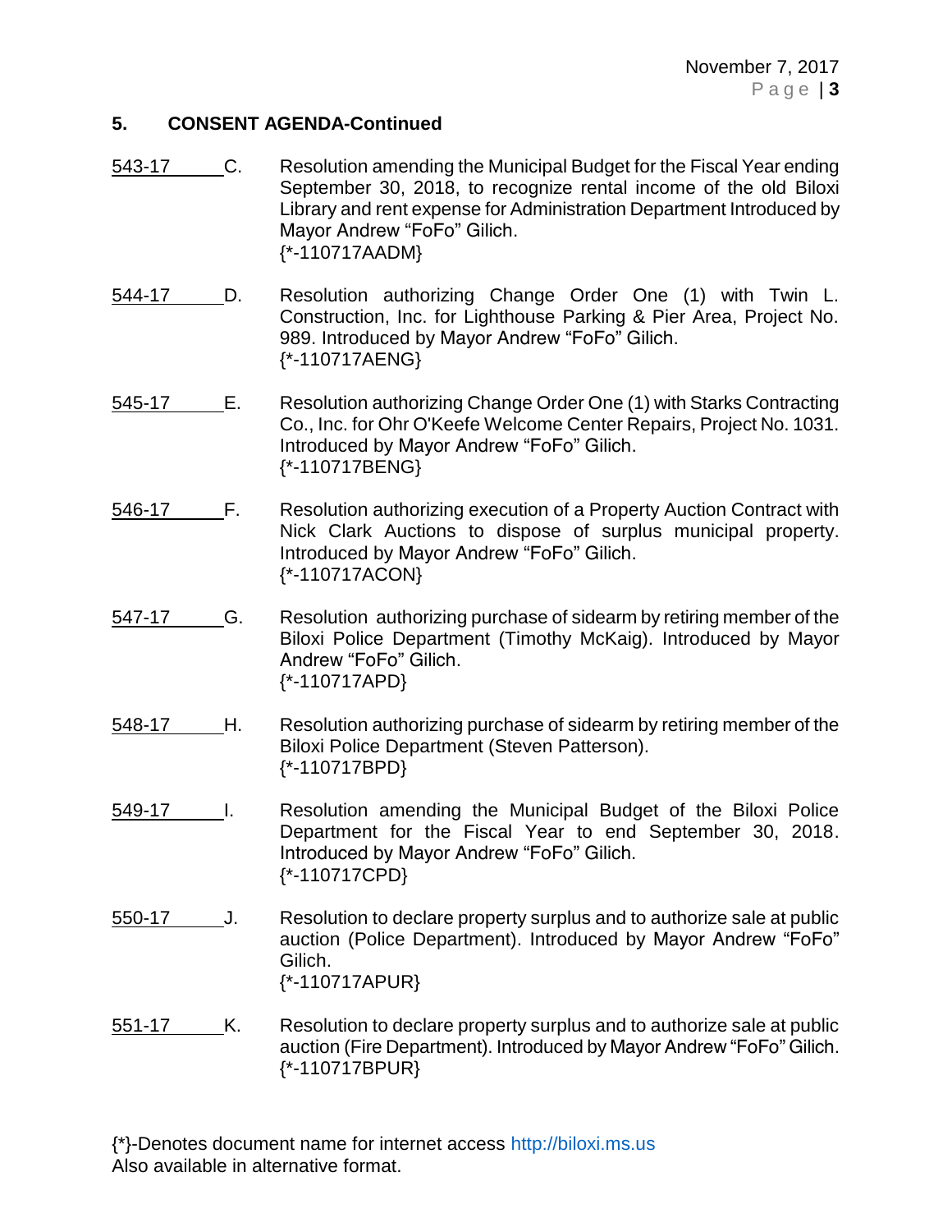## 5. CONSENT AGENDA-Continued

543-17 C. Resolution amending the Municipal Budget for the Fiscal Year ending September 30, 2018, to recognize rental income of the old Biloxi Library and rent expense for Administration Department Introduced by Mayor Andrew "FoFo" Gilich.
{*-110717AADM}

544-17 D. Resolution authorizing Change Order One (1) with Twin L. Construction, Inc. for Lighthouse Parking & Pier Area, Project No. 989. Introduced by Mayor Andrew "FoFo" Gilich.
{*-110717AENG}

545-17 E. Resolution authorizing Change Order One (1) with Starks Contracting Co., Inc. for Ohr O'Keefe Welcome Center Repairs, Project No. 1031. Introduced by Mayor Andrew "FoFo" Gilich.
{*-110717BENG}

546-17 F. Resolution authorizing execution of a Property Auction Contract with Nick Clark Auctions to dispose of surplus municipal property. Introduced by Mayor Andrew "FoFo" Gilich.
{*-110717ACON}

547-17 G. Resolution authorizing purchase of sidearm by retiring member of the Biloxi Police Department (Timothy McKaig). Introduced by Mayor Andrew "FoFo" Gilich.
{*-110717APD}

548-17 H. Resolution authorizing purchase of sidearm by retiring member of the Biloxi Police Department (Steven Patterson).
{*-110717BPD}

549-17 I. Resolution amending the Municipal Budget of the Biloxi Police Department for the Fiscal Year to end September 30, 2018. Introduced by Mayor Andrew "FoFo" Gilich.
{*-110717CPD}

550-17 J. Resolution to declare property surplus and to authorize sale at public auction (Police Department). Introduced by Mayor Andrew "FoFo" Gilich.
{*-110717APUR}

551-17 K. Resolution to declare property surplus and to authorize sale at public auction (Fire Department). Introduced by Mayor Andrew "FoFo" Gilich.
{*-110717BPUR}

{*}-Denotes document name for internet access http://biloxi.ms.us
Also available in alternative format.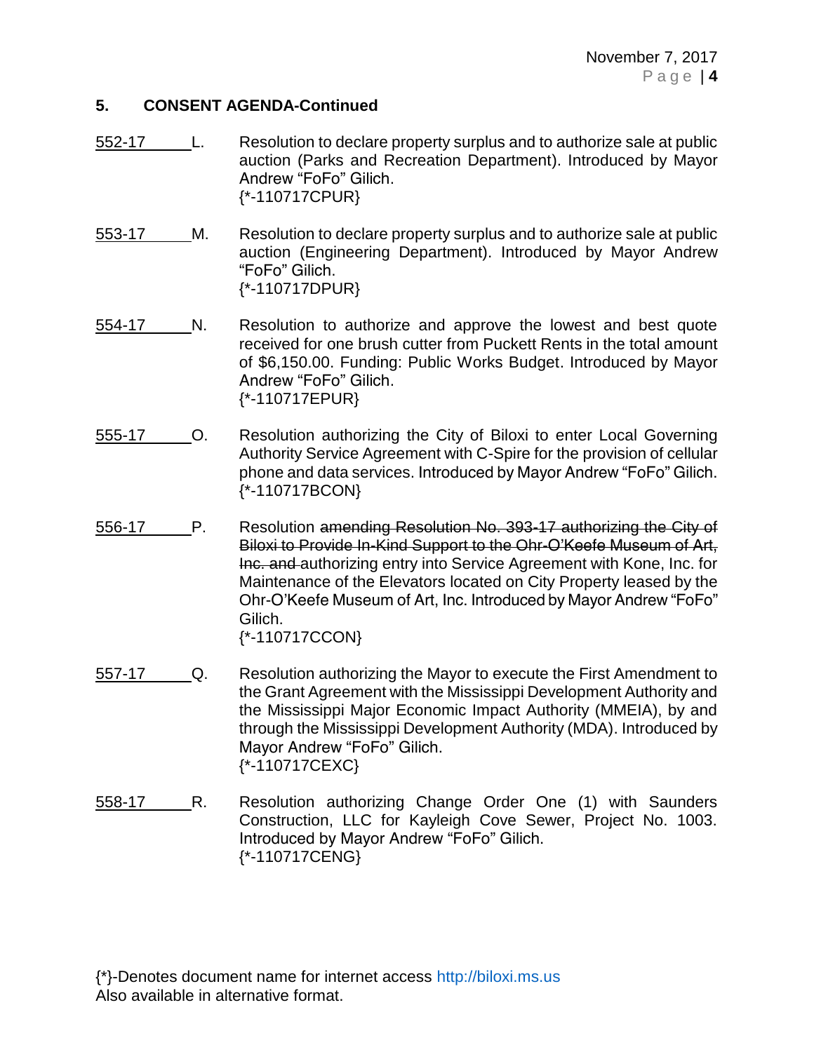## 5. CONSENT AGENDA-Continued

552-17 L. Resolution to declare property surplus and to authorize sale at public auction (Parks and Recreation Department). Introduced by Mayor Andrew "FoFo" Gilich.
{*-110717CPUR}

553-17 M. Resolution to declare property surplus and to authorize sale at public auction (Engineering Department). Introduced by Mayor Andrew "FoFo" Gilich.
{*-110717DPUR}

554-17 N. Resolution to authorize and approve the lowest and best quote received for one brush cutter from Puckett Rents in the total amount of $6,150.00. Funding: Public Works Budget. Introduced by Mayor Andrew "FoFo" Gilich.
{*-110717EPUR}

555-17 O. Resolution authorizing the City of Biloxi to enter Local Governing Authority Service Agreement with C-Spire for the provision of cellular phone and data services. Introduced by Mayor Andrew "FoFo" Gilich.
{*-110717BCON}

556-17 P. Resolution ~~amending Resolution No. 393-17 authorizing the City of Biloxi to Provide In-Kind Support to the Ohr-O'Keefe Museum of Art, Inc. and~~ authorizing entry into Service Agreement with Kone, Inc. for Maintenance of the Elevators located on City Property leased by the Ohr-O'Keefe Museum of Art, Inc. Introduced by Mayor Andrew "FoFo" Gilich.
{*-110717CCON}

557-17 Q. Resolution authorizing the Mayor to execute the First Amendment to the Grant Agreement with the Mississippi Development Authority and the Mississippi Major Economic Impact Authority (MMEIA), by and through the Mississippi Development Authority (MDA). Introduced by Mayor Andrew "FoFo" Gilich.
{*-110717CEXC}

558-17 R. Resolution authorizing Change Order One (1) with Saunders Construction, LLC for Kayleigh Cove Sewer, Project No. 1003. Introduced by Mayor Andrew "FoFo" Gilich.
{*-110717CENG}

{*}-Denotes document name for internet access http://biloxi.ms.us
Also available in alternative format.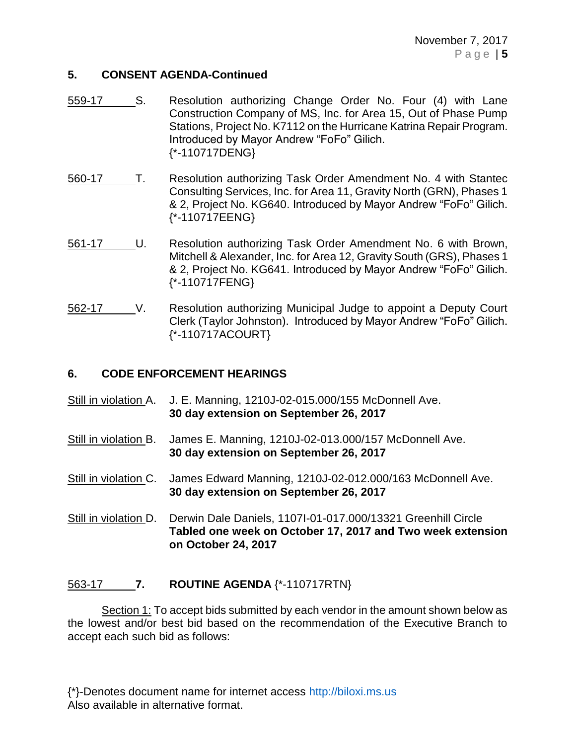## 5. CONSENT AGENDA-Continued

559-17 S. Resolution authorizing Change Order No. Four (4) with Lane Construction Company of MS, Inc. for Area 15, Out of Phase Pump Stations, Project No. K7112 on the Hurricane Katrina Repair Program. Introduced by Mayor Andrew "FoFo" Gilich. {*-110717DENG}

560-17 T. Resolution authorizing Task Order Amendment No. 4 with Stantec Consulting Services, Inc. for Area 11, Gravity North (GRN), Phases 1 & 2, Project No. KG640. Introduced by Mayor Andrew "FoFo" Gilich. {*-110717EENG}

561-17 U. Resolution authorizing Task Order Amendment No. 6 with Brown, Mitchell & Alexander, Inc. for Area 12, Gravity South (GRS), Phases 1 & 2, Project No. KG641. Introduced by Mayor Andrew "FoFo" Gilich. {*-110717FENG}

562-17 V. Resolution authorizing Municipal Judge to appoint a Deputy Court Clerk (Taylor Johnston). Introduced by Mayor Andrew "FoFo" Gilich. {*-110717ACOURT}

## 6. CODE ENFORCEMENT HEARINGS

Still in violation A. J. E. Manning, 1210J-02-015.000/155 McDonnell Ave.
**30 day extension on September 26, 2017**

Still in violation B. James E. Manning, 1210J-02-013.000/157 McDonnell Ave.
**30 day extension on September 26, 2017**

Still in violation C. James Edward Manning, 1210J-02-012.000/163 McDonnell Ave.
**30 day extension on September 26, 2017**

Still in violation D. Derwin Dale Daniels, 1107I-01-017.000/13321 Greenhill Circle
**Tabled one week on October 17, 2017 and Two week extension on October 24, 2017**

563-17 **7. ROUTINE AGENDA** {*-110717RTN}

Section 1: To accept bids submitted by each vendor in the amount shown below as the lowest and/or best bid based on the recommendation of the Executive Branch to accept each such bid as follows:

{*}-Denotes document name for internet access http://biloxi.ms.us
Also available in alternative format.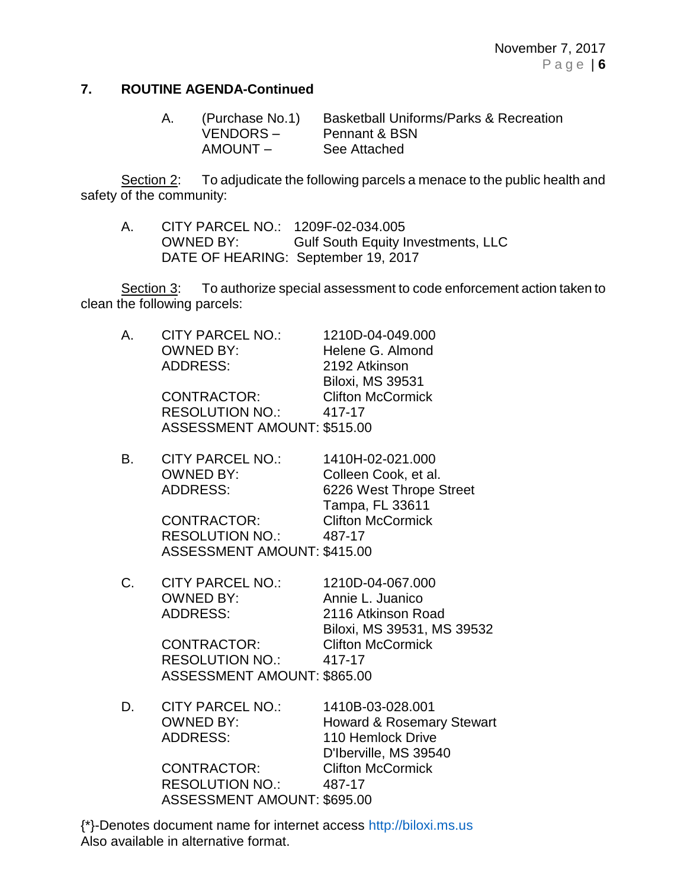## 7. ROUTINE AGENDA-Continued

A. (Purchase No.1) Basketball Uniforms/Parks & Recreation
VENDORS – Pennant & BSN
AMOUNT – See Attached

Section 2: To adjudicate the following parcels a menace to the public health and safety of the community:

A. CITY PARCEL NO.: 1209F-02-034.005
OWNED BY: Gulf South Equity Investments, LLC
DATE OF HEARING: September 19, 2017

Section 3: To authorize special assessment to code enforcement action taken to clean the following parcels:

A. CITY PARCEL NO.: 1210D-04-049.000
OWNED BY: Helene G. Almond
ADDRESS: 2192 Atkinson
Biloxi, MS 39531
CONTRACTOR: Clifton McCormick
RESOLUTION NO.: 417-17
ASSESSMENT AMOUNT: $515.00

B. CITY PARCEL NO.: 1410H-02-021.000
OWNED BY: Colleen Cook, et al.
ADDRESS: 6226 West Thrope Street
Tampa, FL 33611
CONTRACTOR: Clifton McCormick
RESOLUTION NO.: 487-17
ASSESSMENT AMOUNT: $415.00

C. CITY PARCEL NO.: 1210D-04-067.000
OWNED BY: Annie L. Juanico
ADDRESS: 2116 Atkinson Road
Biloxi, MS 39531, MS 39532
CONTRACTOR: Clifton McCormick
RESOLUTION NO.: 417-17
ASSESSMENT AMOUNT: $865.00

D. CITY PARCEL NO.: 1410B-03-028.001
OWNED BY: Howard & Rosemary Stewart
ADDRESS: 110 Hemlock Drive
D'Iberville, MS 39540
CONTRACTOR: Clifton McCormick
RESOLUTION NO.: 487-17
ASSESSMENT AMOUNT: $695.00

{*}-Denotes document name for internet access http://biloxi.ms.us
Also available in alternative format.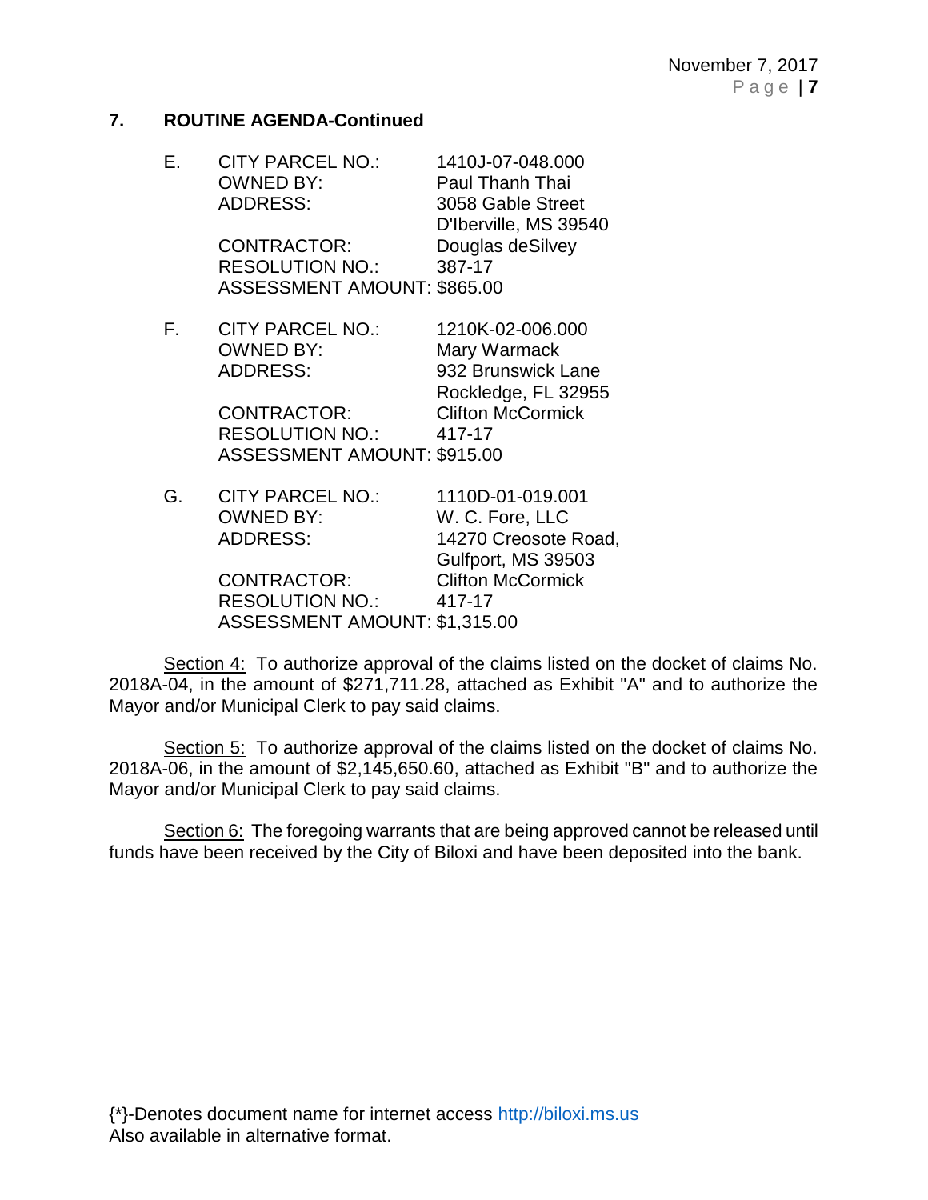## 7. ROUTINE AGENDA-Continued

E. CITY PARCEL NO.: 1410J-07-048.000
OWNED BY: Paul Thanh Thai
ADDRESS: 3058 Gable Street
D'Iberville, MS 39540
CONTRACTOR: Douglas deSilvey
RESOLUTION NO.: 387-17
ASSESSMENT AMOUNT: $865.00

F. CITY PARCEL NO.: 1210K-02-006.000
OWNED BY: Mary Warmack
ADDRESS: 932 Brunswick Lane
Rockledge, FL 32955
CONTRACTOR: Clifton McCormick
RESOLUTION NO.: 417-17
ASSESSMENT AMOUNT: $915.00

G. CITY PARCEL NO.: 1110D-01-019.001
OWNED BY: W. C. Fore, LLC
ADDRESS: 14270 Creosote Road,
Gulfport, MS 39503
CONTRACTOR: Clifton McCormick
RESOLUTION NO.: 417-17
ASSESSMENT AMOUNT: $1,315.00

Section 4: To authorize approval of the claims listed on the docket of claims No. 2018A-04, in the amount of $271,711.28, attached as Exhibit "A" and to authorize the Mayor and/or Municipal Clerk to pay said claims.

Section 5: To authorize approval of the claims listed on the docket of claims No. 2018A-06, in the amount of $2,145,650.60, attached as Exhibit "B" and to authorize the Mayor and/or Municipal Clerk to pay said claims.

Section 6: The foregoing warrants that are being approved cannot be released until funds have been received by the City of Biloxi and have been deposited into the bank.

{*}-Denotes document name for internet access http://biloxi.ms.us
Also available in alternative format.